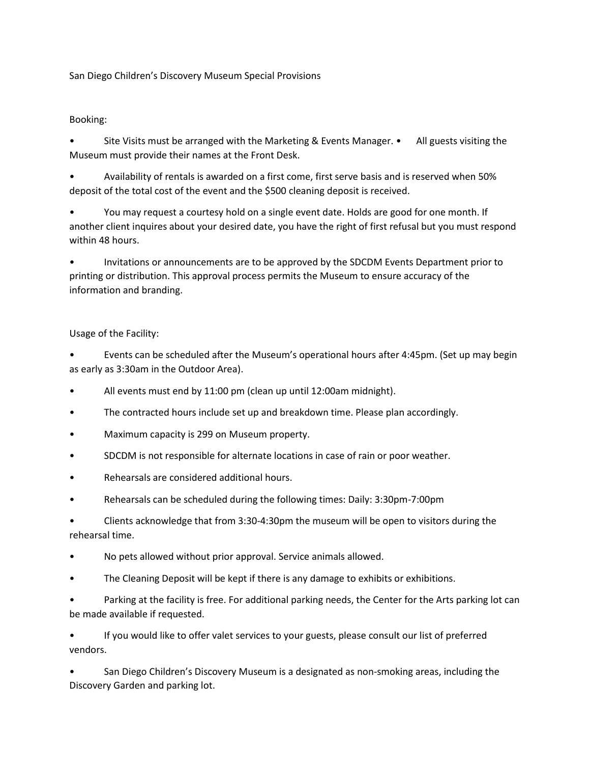San Diego Children's Discovery Museum Special Provisions

Booking:

- Site Visits must be arranged with the Marketing & Events Manager. • All guests visiting the Museum must provide their names at the Front Desk.
- Availability of rentals is awarded on a first come, first serve basis and is reserved when 50% deposit of the total cost of the event and the $500 cleaning deposit is received.
- You may request a courtesy hold on a single event date. Holds are good for one month. If another client inquires about your desired date, you have the right of first refusal but you must respond within 48 hours.
- Invitations or announcements are to be approved by the SDCDM Events Department prior to printing or distribution. This approval process permits the Museum to ensure accuracy of the information and branding.

Usage of the Facility:

- Events can be scheduled after the Museum's operational hours after 4:45pm. (Set up may begin as early as 3:30am in the Outdoor Area).
- All events must end by 11:00 pm (clean up until 12:00am midnight).
- The contracted hours include set up and breakdown time. Please plan accordingly.
- Maximum capacity is 299 on Museum property.
- SDCDM is not responsible for alternate locations in case of rain or poor weather.
- Rehearsals are considered additional hours.
- Rehearsals can be scheduled during the following times: Daily: 3:30pm-7:00pm
- Clients acknowledge that from 3:30-4:30pm the museum will be open to visitors during the rehearsal time.
- No pets allowed without prior approval. Service animals allowed.
- The Cleaning Deposit will be kept if there is any damage to exhibits or exhibitions.
- Parking at the facility is free. For additional parking needs, the Center for the Arts parking lot can be made available if requested.
- If you would like to offer valet services to your guests, please consult our list of preferred vendors.
- San Diego Children's Discovery Museum is a designated as non-smoking areas, including the Discovery Garden and parking lot.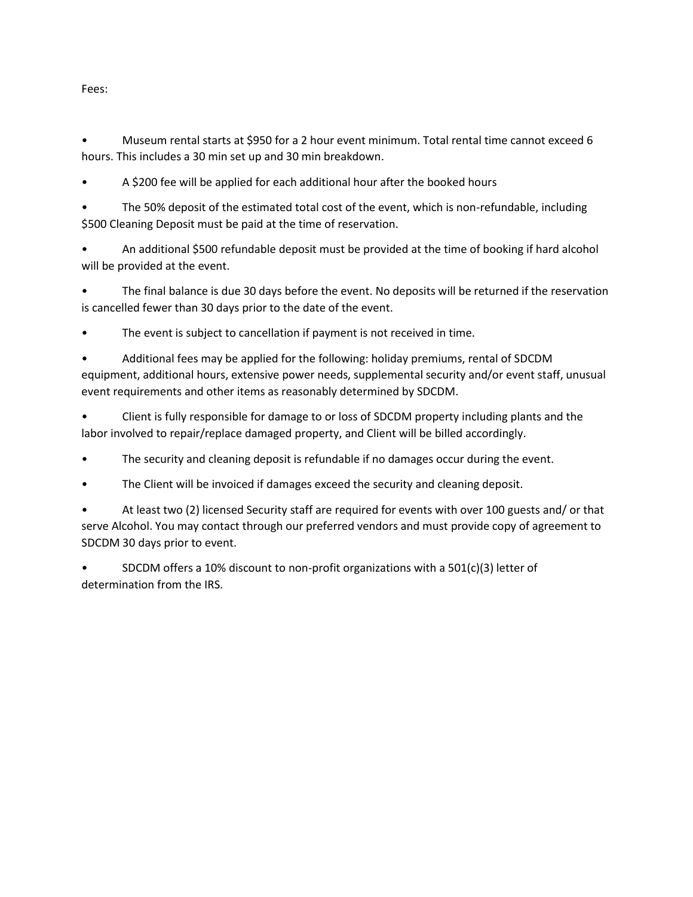Fees:

- Museum rental starts at $950 for a 2 hour event minimum. Total rental time cannot exceed 6 hours. This includes a 30 min set up and 30 min breakdown.
- A $200 fee will be applied for each additional hour after the booked hours
- The 50% deposit of the estimated total cost of the event, which is non-refundable, including $500 Cleaning Deposit must be paid at the time of reservation.
- An additional $500 refundable deposit must be provided at the time of booking if hard alcohol will be provided at the event.
- The final balance is due 30 days before the event. No deposits will be returned if the reservation is cancelled fewer than 30 days prior to the date of the event.
- The event is subject to cancellation if payment is not received in time.
- Additional fees may be applied for the following: holiday premiums, rental of SDCDM equipment, additional hours, extensive power needs, supplemental security and/or event staff, unusual event requirements and other items as reasonably determined by SDCDM.
- Client is fully responsible for damage to or loss of SDCDM property including plants and the labor involved to repair/replace damaged property, and Client will be billed accordingly.
- The security and cleaning deposit is refundable if no damages occur during the event.
- The Client will be invoiced if damages exceed the security and cleaning deposit.
- At least two (2) licensed Security staff are required for events with over 100 guests and/ or that serve Alcohol. You may contact through our preferred vendors and must provide copy of agreement to SDCDM 30 days prior to event.
- SDCDM offers a 10% discount to non-profit organizations with a 501(c)(3) letter of determination from the IRS.